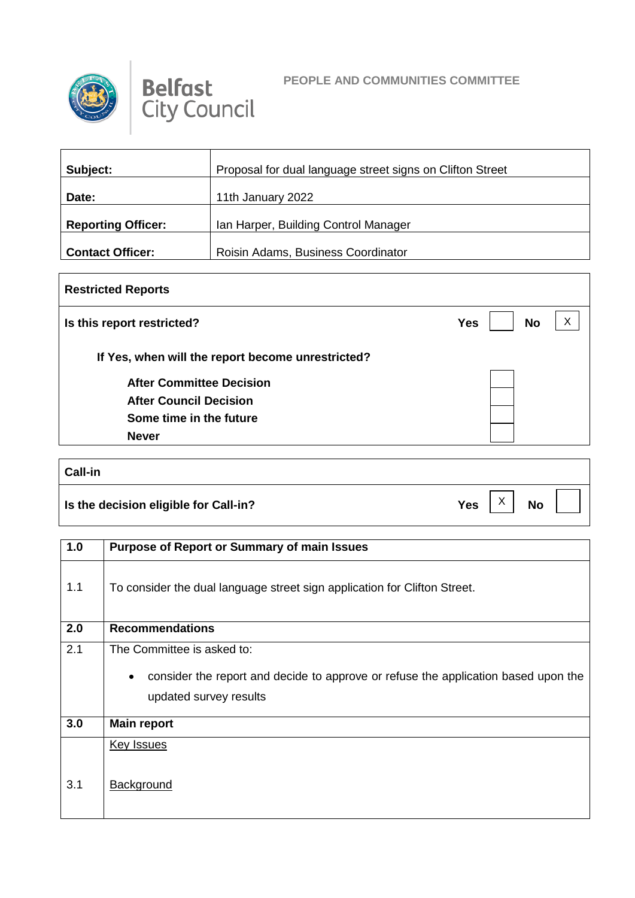Belfast City Council

PEOPLE AND COMMUNITIES COMMITTEE

| | |
|---|---|
| **Subject:** | Proposal for dual language street signs on Clifton Street |
| **Date:** | 11th January 2022 |
| **Reporting Officer:** | Ian Harper, Building Control Manager |
| **Contact Officer:** | Roisin Adams, Business Coordinator |

| **Restricted Reports** | | | | |
|---|---|---|---|---|
| **Is this report restricted?** | **Yes** | | **No** | X |
| **If Yes, when will the report become unrestricted?** | | | | |
| **After Committee Decision** | | | | |
| **After Council Decision** | | | | |
| **Some time in the future** | | | | |
| **Never** | | | | |

| **Call-in** | | | | |
|---|---|---|---|---|
| **Is the decision eligible for Call-in?** | **Yes** | X | **No** | |

| | |
|---|---|
| **1.0** | **Purpose of Report or Summary of main Issues** |
| 1.1 | To consider the dual language street sign application for Clifton Street. |
| **2.0** | **Recommendations** |
| 2.1 | The Committee is asked to:<br>• consider the report and decide to approve or refuse the application based upon the updated survey results |
| **3.0** | **Main report** |
| | Key Issues |
| 3.1 | Background |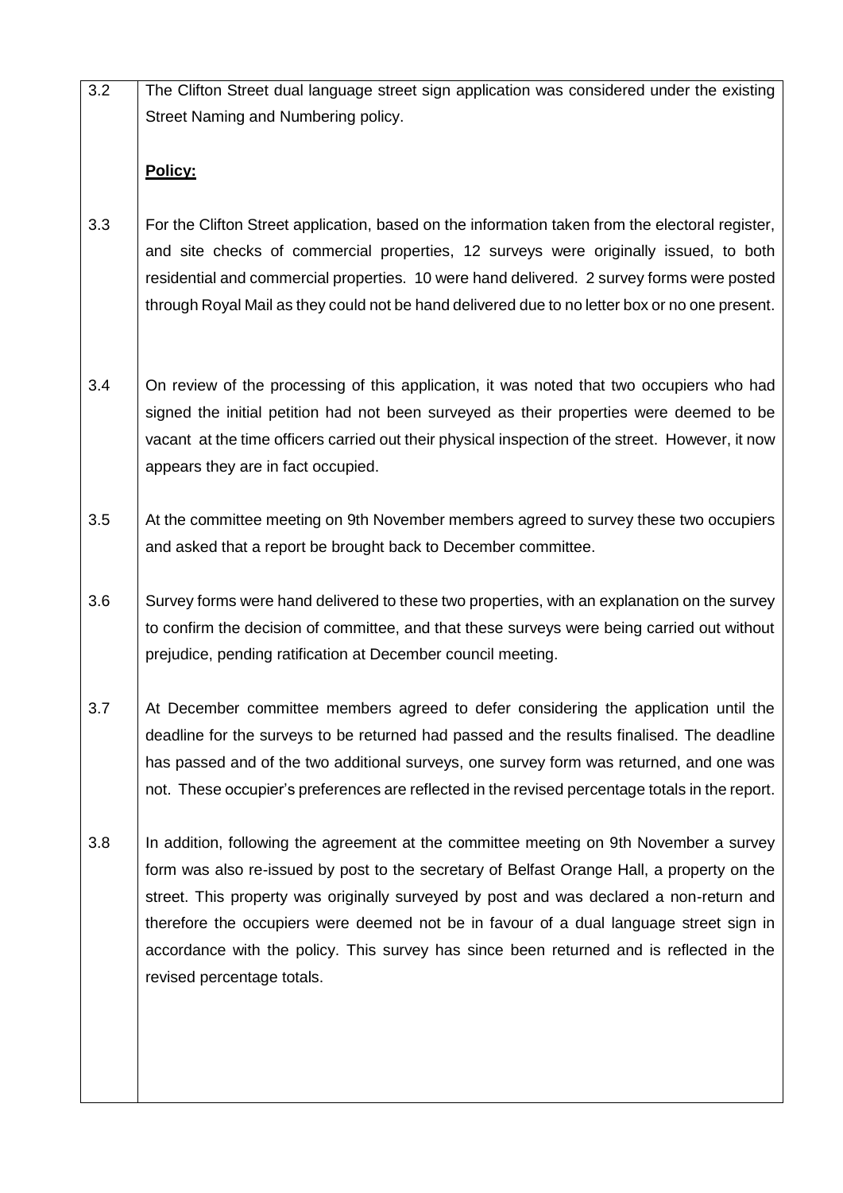| | |
|---|---|
| 3.2 | The Clifton Street dual language street sign application was considered under the existing Street Naming and Numbering policy.<br><br>**Policy:** |
| 3.3 | For the Clifton Street application, based on the information taken from the electoral register, and site checks of commercial properties, 12 surveys were originally issued, to both residential and commercial properties. 10 were hand delivered. 2 survey forms were posted through Royal Mail as they could not be hand delivered due to no letter box or no one present. |
| 3.4 | On review of the processing of this application, it was noted that two occupiers who had signed the initial petition had not been surveyed as their properties were deemed to be vacant at the time officers carried out their physical inspection of the street. However, it now appears they are in fact occupied. |
| 3.5 | At the committee meeting on 9th November members agreed to survey these two occupiers and asked that a report be brought back to December committee. |
| 3.6 | Survey forms were hand delivered to these two properties, with an explanation on the survey to confirm the decision of committee, and that these surveys were being carried out without prejudice, pending ratification at December council meeting. |
| 3.7 | At December committee members agreed to defer considering the application until the deadline for the surveys to be returned had passed and the results finalised. The deadline has passed and of the two additional surveys, one survey form was returned, and one was not. These occupier's preferences are reflected in the revised percentage totals in the report. |
| 3.8 | In addition, following the agreement at the committee meeting on 9th November a survey form was also re-issued by post to the secretary of Belfast Orange Hall, a property on the street. This property was originally surveyed by post and was declared a non-return and therefore the occupiers were deemed not be in favour of a dual language street sign in accordance with the policy. This survey has since been returned and is reflected in the revised percentage totals. |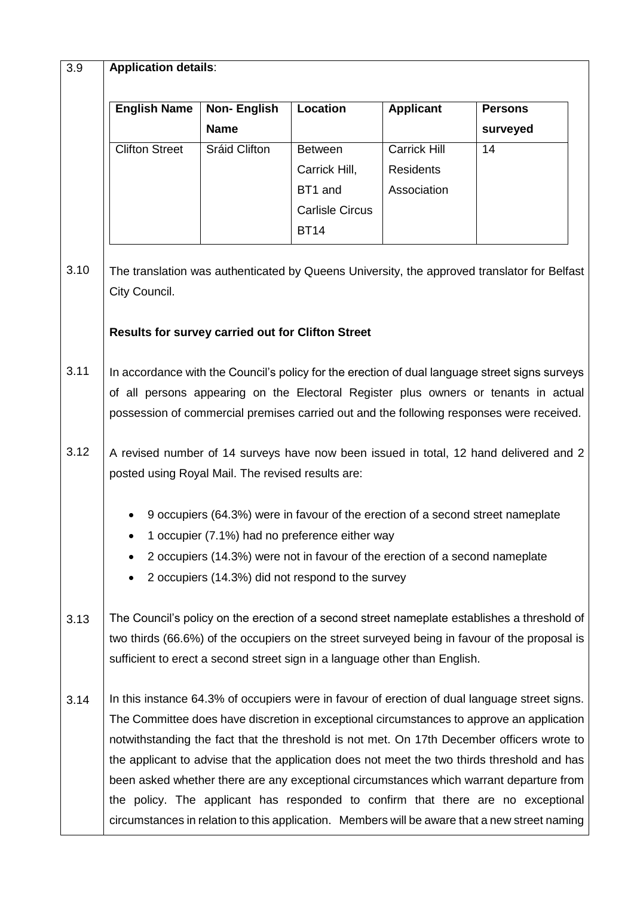3.9 **Application details**:

| English Name | Non- English Name | Location | Applicant | Persons surveyed |
|---|---|---|---|---|
| Clifton Street | Sráid Clifton | Between Carrick Hill, BT1 and Carlisle Circus BT14 | Carrick Hill Residents Association | 14 |

3.10 The translation was authenticated by Queens University, the approved translator for Belfast City Council.

**Results for survey carried out for Clifton Street**

3.11 In accordance with the Council's policy for the erection of dual language street signs surveys of all persons appearing on the Electoral Register plus owners or tenants in actual possession of commercial premises carried out and the following responses were received.

3.12 A revised number of 14 surveys have now been issued in total, 12 hand delivered and 2 posted using Royal Mail. The revised results are:

- 9 occupiers (64.3%) were in favour of the erection of a second street nameplate
- 1 occupier (7.1%) had no preference either way
- 2 occupiers (14.3%) were not in favour of the erection of a second nameplate
- 2 occupiers (14.3%) did not respond to the survey

3.13 The Council's policy on the erection of a second street nameplate establishes a threshold of two thirds (66.6%) of the occupiers on the street surveyed being in favour of the proposal is sufficient to erect a second street sign in a language other than English.

3.14 In this instance 64.3% of occupiers were in favour of erection of dual language street signs. The Committee does have discretion in exceptional circumstances to approve an application notwithstanding the fact that the threshold is not met. On 17th December officers wrote to the applicant to advise that the application does not meet the two thirds threshold and has been asked whether there are any exceptional circumstances which warrant departure from the policy. The applicant has responded to confirm that there are no exceptional circumstances in relation to this application. Members will be aware that a new street naming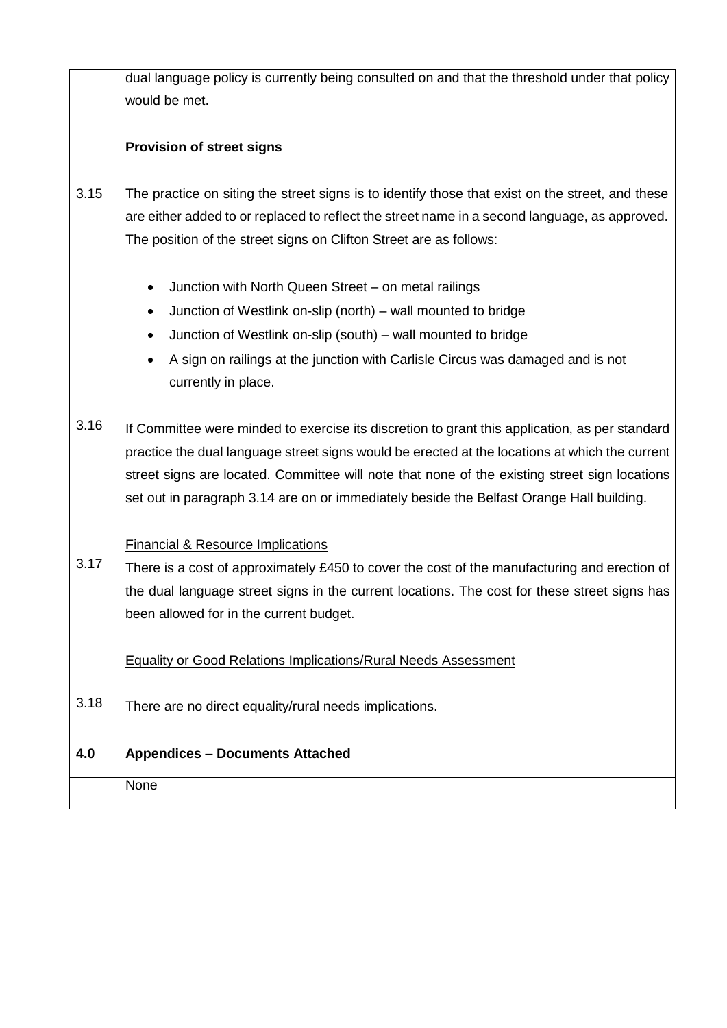| | |
|---|---|
| | dual language policy is currently being consulted on and that the threshold under that policy would be met.<br><br>**Provision of street signs** |
| 3.15 | The practice on siting the street signs is to identify those that exist on the street, and these are either added to or replaced to reflect the street name in a second language, as approved. The position of the street signs on Clifton Street are as follows:<br><br>• Junction with North Queen Street – on metal railings<br>• Junction of Westlink on-slip (north) – wall mounted to bridge<br>• Junction of Westlink on-slip (south) – wall mounted to bridge<br>• A sign on railings at the junction with Carlisle Circus was damaged and is not currently in place. |
| 3.16 | If Committee were minded to exercise its discretion to grant this application, as per standard practice the dual language street signs would be erected at the locations at which the current street signs are located. Committee will note that none of the existing street sign locations set out in paragraph 3.14 are on or immediately beside the Belfast Orange Hall building. |
| 3.17 | Financial & Resource Implications<br>There is a cost of approximately £450 to cover the cost of the manufacturing and erection of the dual language street signs in the current locations. The cost for these street signs has been allowed for in the current budget.<br><br>Equality or Good Relations Implications/Rural Needs Assessment |
| 3.18 | There are no direct equality/rural needs implications. |
| **4.0** | **Appendices – Documents Attached** |
| | None |